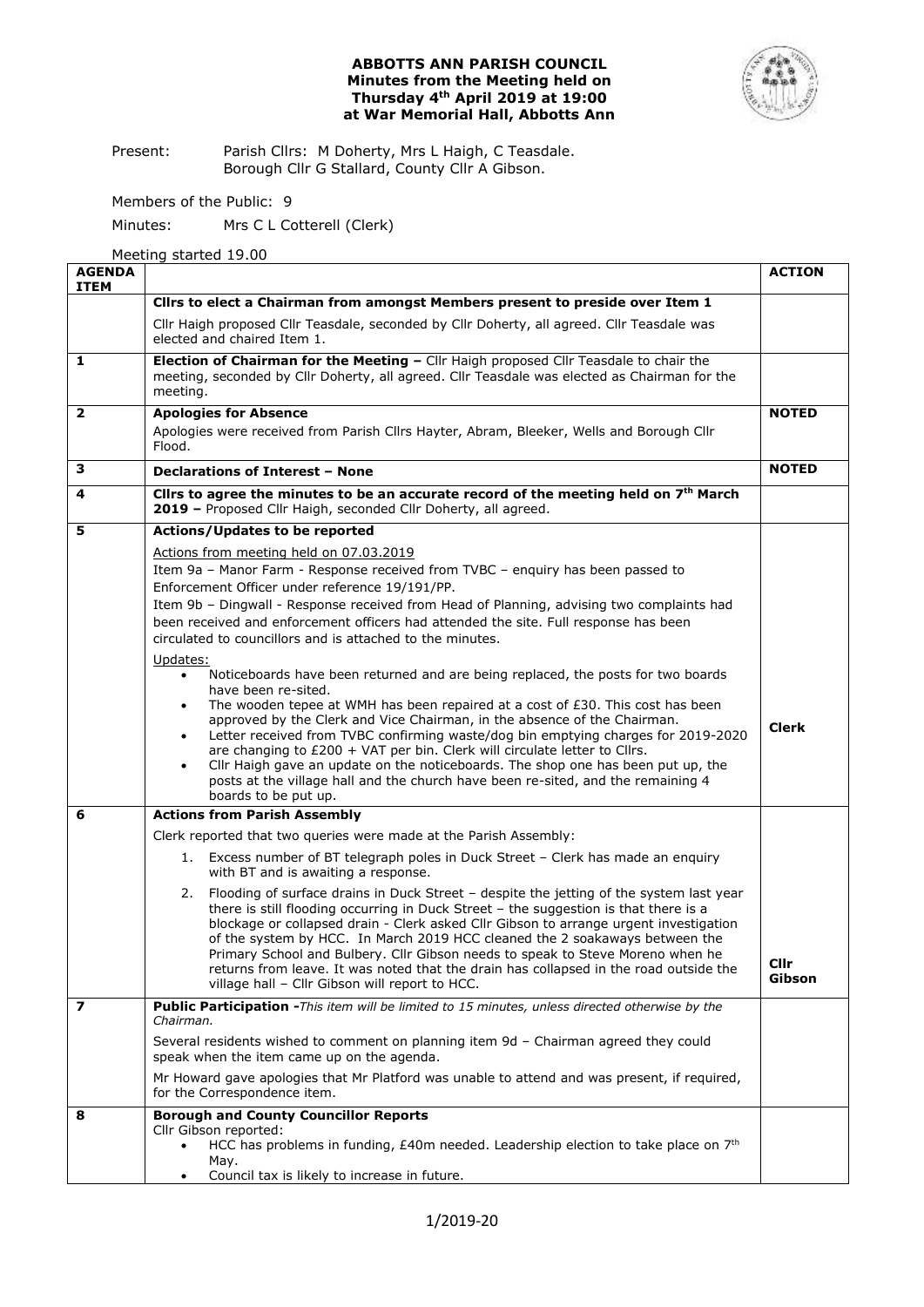# ABBOTTS ANN PARISH COUNCIL
## Minutes from the Meeting held on Thursday 4th April 2019 at 19:00 at War Memorial Hall, Abbotts Ann

Present: Parish Cllrs: M Doherty, Mrs L Haigh, C Teasdale.
Borough Cllr G Stallard, County Cllr A Gibson.

Members of the Public: 9

Minutes: Mrs C L Cotterell (Clerk)

Meeting started 19.00

| AGENDA ITEM | | ACTION |
|---|---|---|
| | **Cllrs to elect a Chairman from amongst Members present to preside over Item 1**<br>Cllr Haigh proposed Cllr Teasdale, seconded by Cllr Doherty, all agreed. Cllr Teasdale was elected and chaired Item 1. | |
| **1** | **Election of Chairman for the Meeting –** Cllr Haigh proposed Cllr Teasdale to chair the meeting, seconded by Cllr Doherty, all agreed. Cllr Teasdale was elected as Chairman for the meeting. | |
| **2** | **Apologies for Absence**<br>Apologies were received from Parish Cllrs Hayter, Abram, Bleeker, Wells and Borough Cllr Flood. | **NOTED** |
| **3** | **Declarations of Interest – None** | **NOTED** |
| **4** | **Cllrs to agree the minutes to be an accurate record of the meeting held on 7th March 2019 –** Proposed Cllr Haigh, seconded Cllr Doherty, all agreed. | |
| **5** | **Actions/Updates to be reported**<br>Actions from meeting held on 07.03.2019<br>Item 9a – Manor Farm - Response received from TVBC – enquiry has been passed to Enforcement Officer under reference 19/191/PP.<br>Item 9b – Dingwall - Response received from Head of Planning, advising two complaints had been received and enforcement officers had attended the site. Full response has been circulated to councillors and is attached to the minutes.<br>Updates:<br>• Noticeboards have been returned and are being replaced, the posts for two boards have been re-sited.<br>• The wooden tepee at WMH has been repaired at a cost of £30. This cost has been approved by the Clerk and Vice Chairman, in the absence of the Chairman.<br>• Letter received from TVBC confirming waste/dog bin emptying charges for 2019-2020 are changing to £200 + VAT per bin. Clerk will circulate letter to Cllrs.<br>• Cllr Haigh gave an update on the noticeboards. The shop one has been put up, the posts at the village hall and the church have been re-sited, and the remaining 4 boards to be put up. | **Clerk** |
| **6** | **Actions from Parish Assembly**<br>Clerk reported that two queries were made at the Parish Assembly:<br>1. Excess number of BT telegraph poles in Duck Street – Clerk has made an enquiry with BT and is awaiting a response.<br>2. Flooding of surface drains in Duck Street – despite the jetting of the system last year there is still flooding occurring in Duck Street – the suggestion is that there is a blockage or collapsed drain - Clerk asked Cllr Gibson to arrange urgent investigation of the system by HCC. In March 2019 HCC cleaned the 2 soakaways between the Primary School and Bulbery. Cllr Gibson needs to speak to Steve Moreno when he returns from leave. It was noted that the drain has collapsed in the road outside the village hall – Cllr Gibson will report to HCC. | **Cllr Gibson** |
| **7** | **Public Participation -***This item will be limited to 15 minutes, unless directed otherwise by the Chairman.*<br>Several residents wished to comment on planning item 9d – Chairman agreed they could speak when the item came up on the agenda.<br>Mr Howard gave apologies that Mr Platford was unable to attend and was present, if required, for the Correspondence item. | |
| **8** | **Borough and County Councillor Reports**<br>Cllr Gibson reported:<br>• HCC has problems in funding, £40m needed. Leadership election to take place on 7th May.<br>• Council tax is likely to increase in future. | |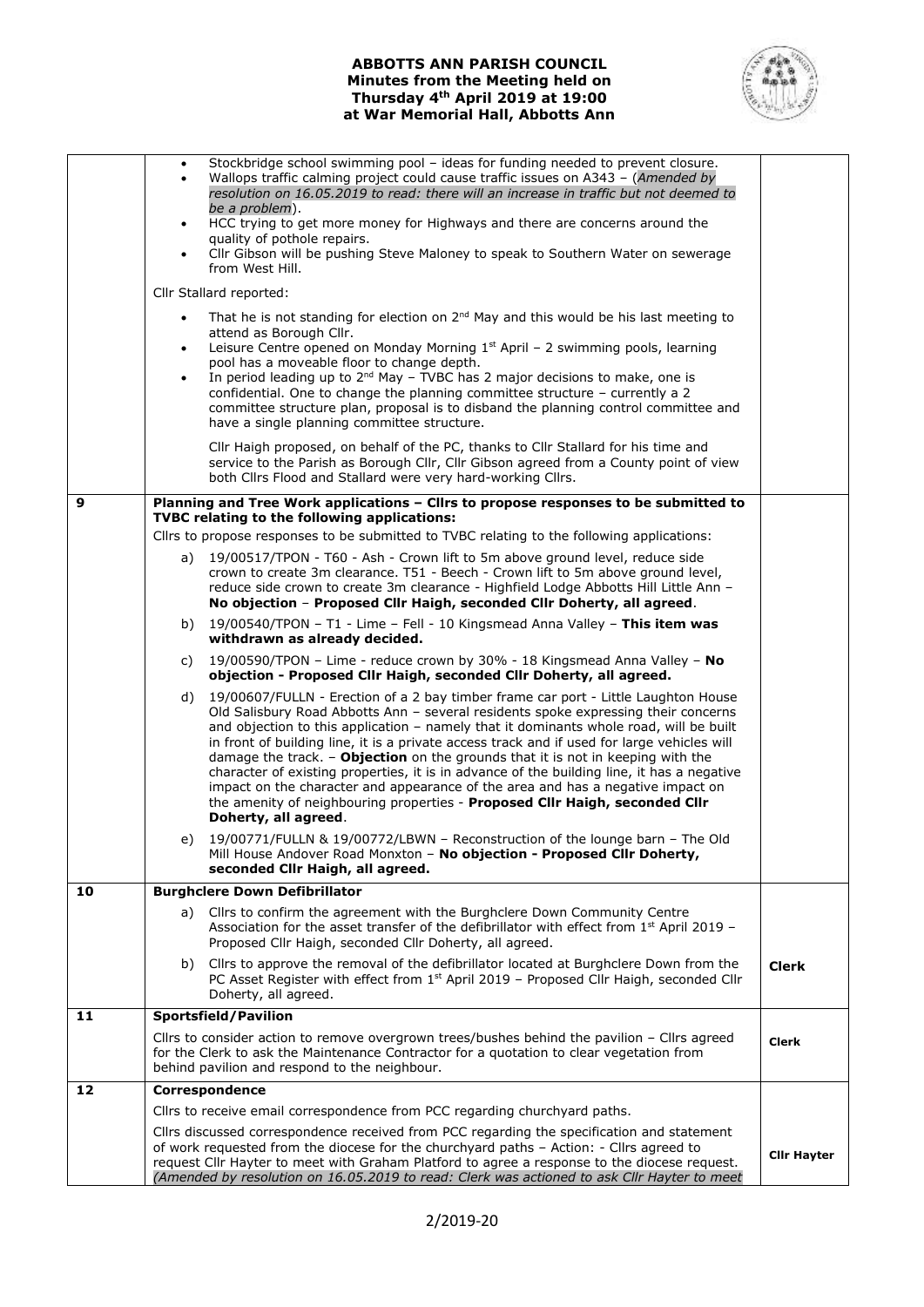# ABBOTTS ANN PARISH COUNCIL
## Minutes from the Meeting held on Thursday 4th April 2019 at 19:00 at War Memorial Hall, Abbotts Ann

| | | |
|---|---|---|
| | • Stockbridge school swimming pool – ideas for funding needed to prevent closure.<br>• Wallops traffic calming project could cause traffic issues on A343 – (*Amended by resolution on 16.05.2019 to read: there will an increase in traffic but not deemed to be a problem*).<br>• HCC trying to get more money for Highways and there are concerns around the quality of pothole repairs.<br>• Cllr Gibson will be pushing Steve Maloney to speak to Southern Water on sewerage from West Hill.<br><br>Cllr Stallard reported:<br><br>• That he is not standing for election on 2nd May and this would be his last meeting to attend as Borough Cllr.<br>• Leisure Centre opened on Monday Morning 1st April – 2 swimming pools, learning pool has a moveable floor to change depth.<br>• In period leading up to 2nd May – TVBC has 2 major decisions to make, one is confidential. One to change the planning committee structure – currently a 2 committee structure plan, proposal is to disband the planning control committee and have a single planning committee structure.<br><br>Cllr Haigh proposed, on behalf of the PC, thanks to Cllr Stallard for his time and service to the Parish as Borough Cllr, Cllr Gibson agreed from a County point of view both Cllrs Flood and Stallard were very hard-working Cllrs. | |
| **9** | **Planning and Tree Work applications – Cllrs to propose responses to be submitted to TVBC relating to the following applications:**<br>Cllrs to propose responses to be submitted to TVBC relating to the following applications:<br><br>a) 19/00517/TPON - T60 - Ash - Crown lift to 5m above ground level, reduce side crown to create 3m clearance. T51 - Beech - Crown lift to 5m above ground level, reduce side crown to create 3m clearance - Highfield Lodge Abbotts Hill Little Ann – **No objection** – **Proposed Cllr Haigh, seconded Cllr Doherty, all agreed**.<br><br>b) 19/00540/TPON – T1 - Lime – Fell - 10 Kingsmead Anna Valley – **This item was withdrawn as already decided.**<br><br>c) 19/00590/TPON – Lime - reduce crown by 30% - 18 Kingsmead Anna Valley – **No objection - Proposed Cllr Haigh, seconded Cllr Doherty, all agreed.**<br><br>d) 19/00607/FULLN - Erection of a 2 bay timber frame car port - Little Laughton House Old Salisbury Road Abbotts Ann – several residents spoke expressing their concerns and objection to this application – namely that it dominants whole road, will be built in front of building line, it is a private access track and if used for large vehicles will damage the track. – **Objection** on the grounds that it is not in keeping with the character of existing properties, it is in advance of the building line, it has a negative impact on the character and appearance of the area and has a negative impact on the amenity of neighbouring properties - **Proposed Cllr Haigh, seconded Cllr Doherty, all agreed**.<br><br>e) 19/00771/FULLN & 19/00772/LBWN – Reconstruction of the lounge barn – The Old Mill House Andover Road Monxton – **No objection - Proposed Cllr Doherty, seconded Cllr Haigh, all agreed.** | |
| **10** | **Burghclere Down Defibrillator**<br><br>a) Cllrs to confirm the agreement with the Burghclere Down Community Centre Association for the asset transfer of the defibrillator with effect from 1st April 2019 – Proposed Cllr Haigh, seconded Cllr Doherty, all agreed.<br><br>b) Cllrs to approve the removal of the defibrillator located at Burghclere Down from the PC Asset Register with effect from 1st April 2019 – Proposed Cllr Haigh, seconded Cllr Doherty, all agreed. | **Clerk** |
| **11** | **Sportsfield/Pavilion**<br><br>Cllrs to consider action to remove overgrown trees/bushes behind the pavilion – Cllrs agreed for the Clerk to ask the Maintenance Contractor for a quotation to clear vegetation from behind pavilion and respond to the neighbour. | **Clerk** |
| **12** | **Correspondence**<br><br>Cllrs to receive email correspondence from PCC regarding churchyard paths.<br><br>Cllrs discussed correspondence received from PCC regarding the specification and statement of work requested from the diocese for the churchyard paths – Action: - Cllrs agreed to request Cllr Hayter to meet with Graham Platford to agree a response to the diocese request. *(Amended by resolution on 16.05.2019 to read: Clerk was actioned to ask Cllr Hayter to meet* | **Cllr Hayter** |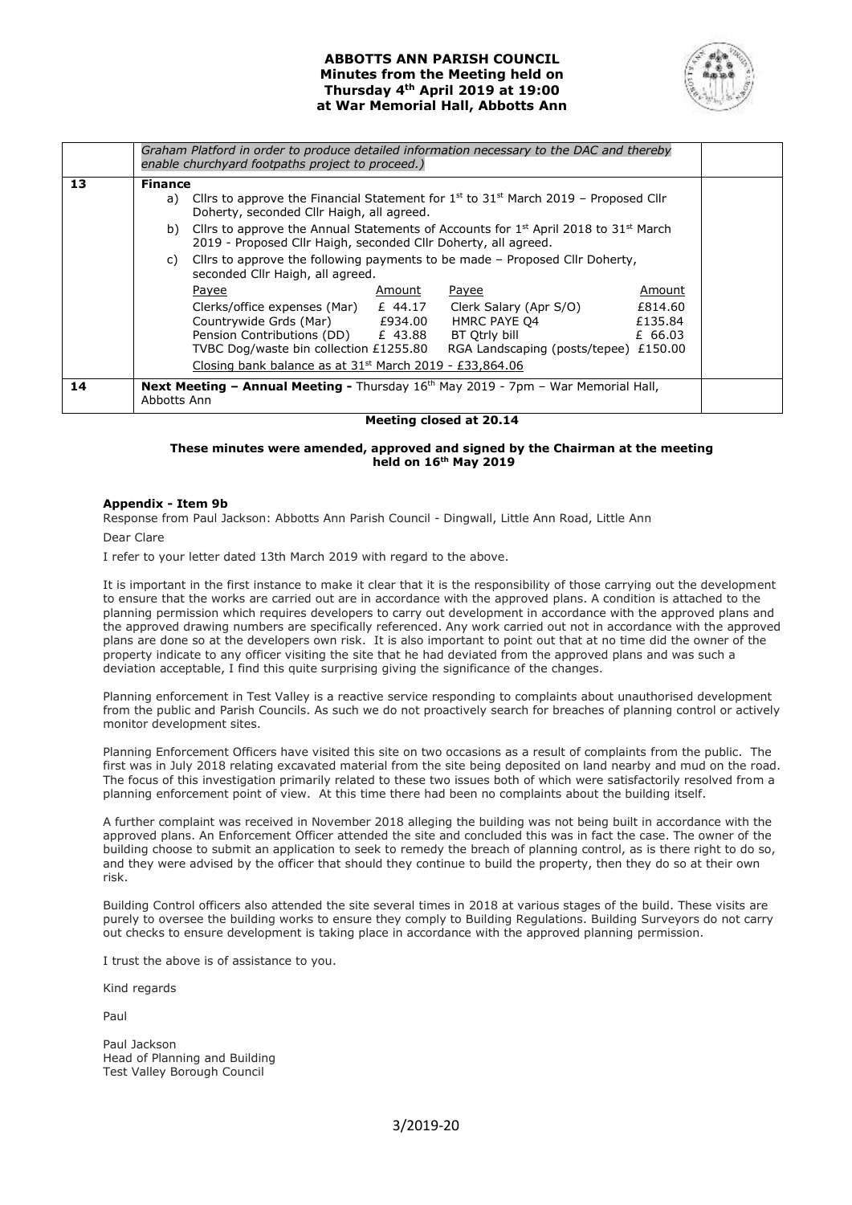**ABBOTTS ANN PARISH COUNCIL**
**Minutes from the Meeting held on Thursday 4th April 2019 at 19:00 at War Memorial Hall, Abbotts Ann**

| | | |
|---|---|---|
| | *Graham Platford in order to produce detailed information necessary to the DAC and thereby enable churchyard footpaths project to proceed.)* | |
| 13 | **Finance**<br>a) Cllrs to approve the Financial Statement for 1st to 31st March 2019 – Proposed Cllr Doherty, seconded Cllr Haigh, all agreed.<br>b) Cllrs to approve the Annual Statements of Accounts for 1st April 2018 to 31st March 2019 - Proposed Cllr Haigh, seconded Cllr Doherty, all agreed.<br>c) Cllrs to approve the following payments to be made – Proposed Cllr Doherty, seconded Cllr Haigh, all agreed.<br><br>Payee / Amount / Payee / Amount<br>Clerks/office expenses (Mar) £ 44.17 / Clerk Salary (Apr S/O) £814.60<br>Countrywide Grds (Mar) £934.00 / HMRC PAYE Q4 £135.84<br>Pension Contributions (DD) £ 43.88 / BT Qtrly bill £ 66.03<br>TVBC Dog/waste bin collection £1255.80 / RGA Landscaping (posts/tepee) £150.00<br><br>Closing bank balance as at 31st March 2019 - £33,864.06 | |
| 14 | **Next Meeting – Annual Meeting -** Thursday 16th May 2019 - 7pm – War Memorial Hall, Abbotts Ann | |

**Meeting closed at 20.14**

**These minutes were amended, approved and signed by the Chairman at the meeting held on 16th May 2019**

**Appendix - Item 9b**

Response from Paul Jackson: Abbotts Ann Parish Council - Dingwall, Little Ann Road, Little Ann

Dear Clare

I refer to your letter dated 13th March 2019 with regard to the above.

It is important in the first instance to make it clear that it is the responsibility of those carrying out the development to ensure that the works are carried out are in accordance with the approved plans. A condition is attached to the planning permission which requires developers to carry out development in accordance with the approved plans and the approved drawing numbers are specifically referenced. Any work carried out not in accordance with the approved plans are done so at the developers own risk. It is also important to point out that at no time did the owner of the property indicate to any officer visiting the site that he had deviated from the approved plans and was such a deviation acceptable, I find this quite surprising giving the significance of the changes.

Planning enforcement in Test Valley is a reactive service responding to complaints about unauthorised development from the public and Parish Councils. As such we do not proactively search for breaches of planning control or actively monitor development sites.

Planning Enforcement Officers have visited this site on two occasions as a result of complaints from the public. The first was in July 2018 relating excavated material from the site being deposited on land nearby and mud on the road. The focus of this investigation primarily related to these two issues both of which were satisfactorily resolved from a planning enforcement point of view. At this time there had been no complaints about the building itself.

A further complaint was received in November 2018 alleging the building was not being built in accordance with the approved plans. An Enforcement Officer attended the site and concluded this was in fact the case. The owner of the building choose to submit an application to seek to remedy the breach of planning control, as is there right to do so, and they were advised by the officer that should they continue to build the property, then they do so at their own risk.

Building Control officers also attended the site several times in 2018 at various stages of the build. These visits are purely to oversee the building works to ensure they comply to Building Regulations. Building Surveyors do not carry out checks to ensure development is taking place in accordance with the approved planning permission.

I trust the above is of assistance to you.

Kind regards

Paul

Paul Jackson
Head of Planning and Building
Test Valley Borough Council